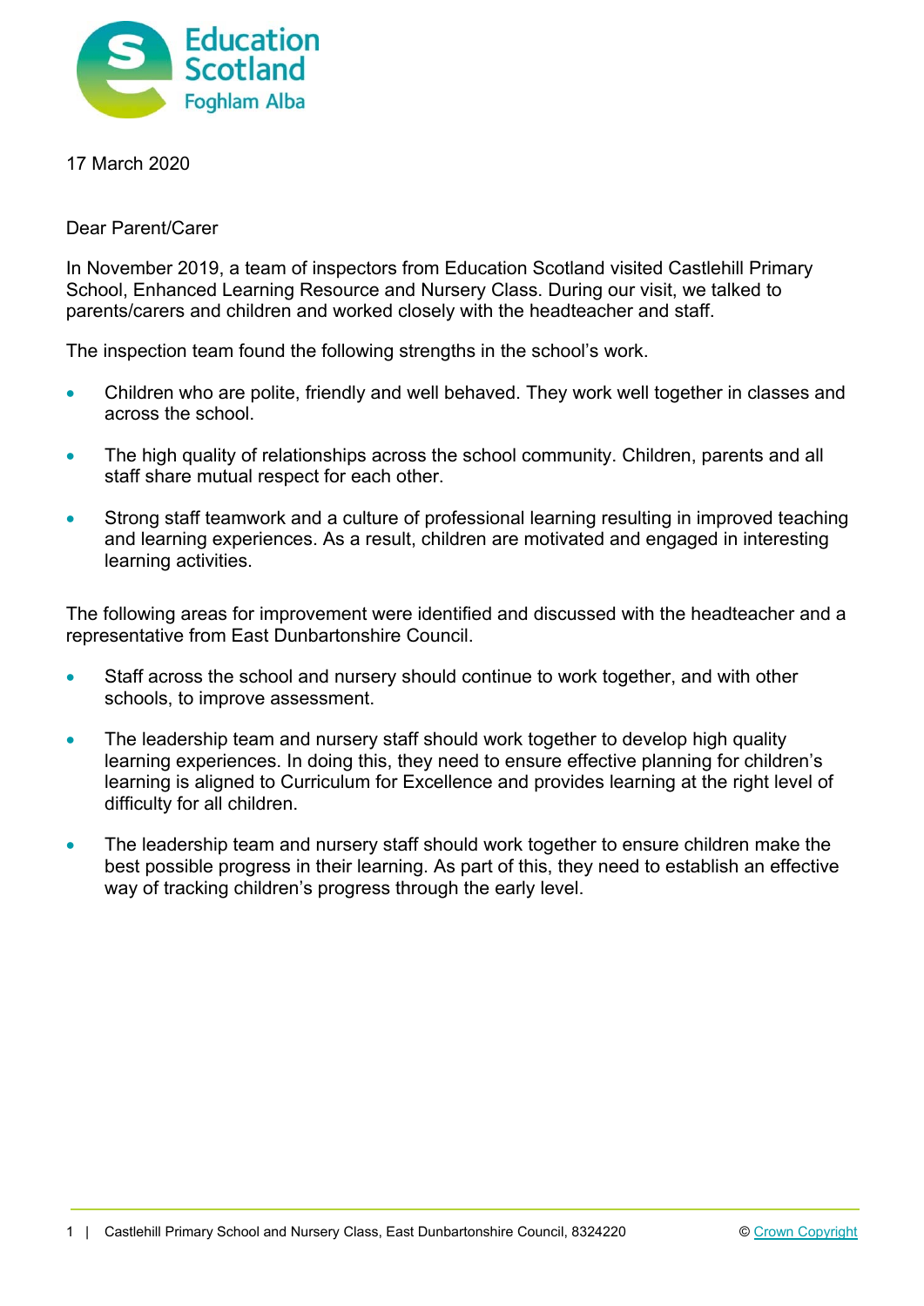17 March 2020

Dear Parent/Carer

In November 2019, a team of inspectors from Education Scotland visited Castlehill Primary School, Enhanced Learning Resource and Nursery Class. During our visit, we talked to parents/carers and children and worked closely with the headteacher and staff.

The inspection team found the following strengths in the school's work.

- Children who are polite, friendly and well behaved. They work well together in classes and across the school.
- The high quality of relationships across the school community. Children, parents and all staff share mutual respect for each other.
- Strong staff teamwork and a culture of professional learning resulting in improved teaching and learning experiences. As a result, children are motivated and engaged in interesting learning activities.

The following areas for improvement were identified and discussed with the headteacher and a representative from East Dunbartonshire Council.

- Staff across the school and nursery should continue to work together, and with other schools, to improve assessment.
- The leadership team and nursery staff should work together to develop high quality learning experiences. In doing this, they need to ensure effective planning for children's learning is aligned to Curriculum for Excellence and provides learning at the right level of difficulty for all children.
- The leadership team and nursery staff should work together to ensure children make the best possible progress in their learning. As part of this, they need to establish an effective way of tracking children's progress through the early level.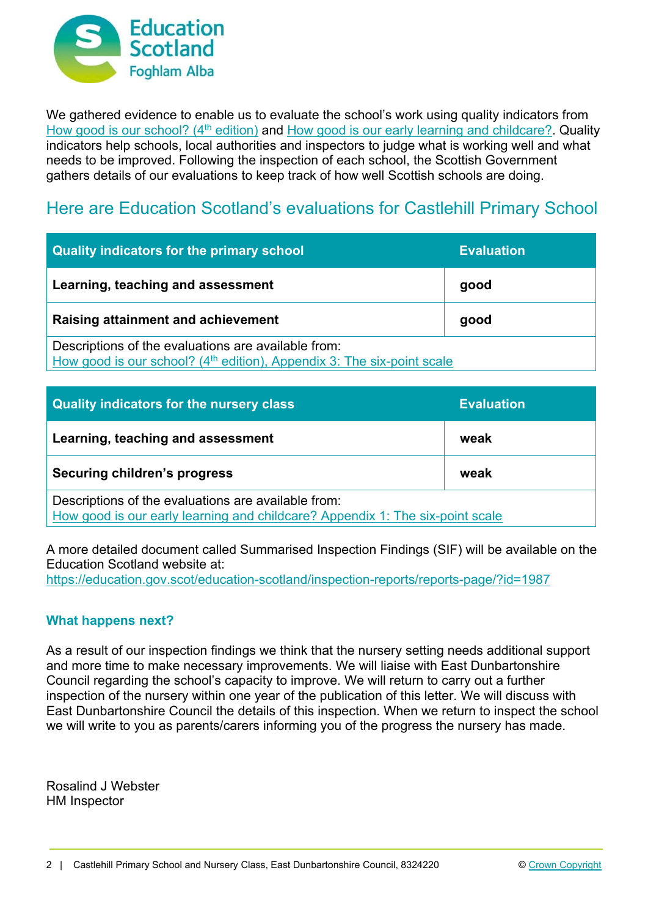We gathered evidence to enable us to evaluate the school's work using quality indicators from How good is our school? (4th edition) and How good is our early learning and childcare?. Quality indicators help schools, local authorities and inspectors to judge what is working well and what needs to be improved. Following the inspection of each school, the Scottish Government gathers details of our evaluations to keep track of how well Scottish schools are doing.

## Here are Education Scotland's evaluations for Castlehill Primary School

| Quality indicators for the primary school | Evaluation |
|---|---|
| **Learning, teaching and assessment** | **good** |
| **Raising attainment and achievement** | **good** |
| Descriptions of the evaluations are available from: How good is our school? (4th edition), Appendix 3: The six-point scale | |

| Quality indicators for the nursery class | Evaluation |
|---|---|
| **Learning, teaching and assessment** | **weak** |
| **Securing children's progress** | **weak** |
| Descriptions of the evaluations are available from: How good is our early learning and childcare? Appendix 1: The six-point scale | |

A more detailed document called Summarised Inspection Findings (SIF) will be available on the Education Scotland website at:
https://education.gov.scot/education-scotland/inspection-reports/reports-page/?id=1987

### What happens next?

As a result of our inspection findings we think that the nursery setting needs additional support and more time to make necessary improvements. We will liaise with East Dunbartonshire Council regarding the school's capacity to improve. We will return to carry out a further inspection of the nursery within one year of the publication of this letter. We will discuss with East Dunbartonshire Council the details of this inspection. When we return to inspect the school we will write to you as parents/carers informing you of the progress the nursery has made.

Rosalind J Webster
HM Inspector